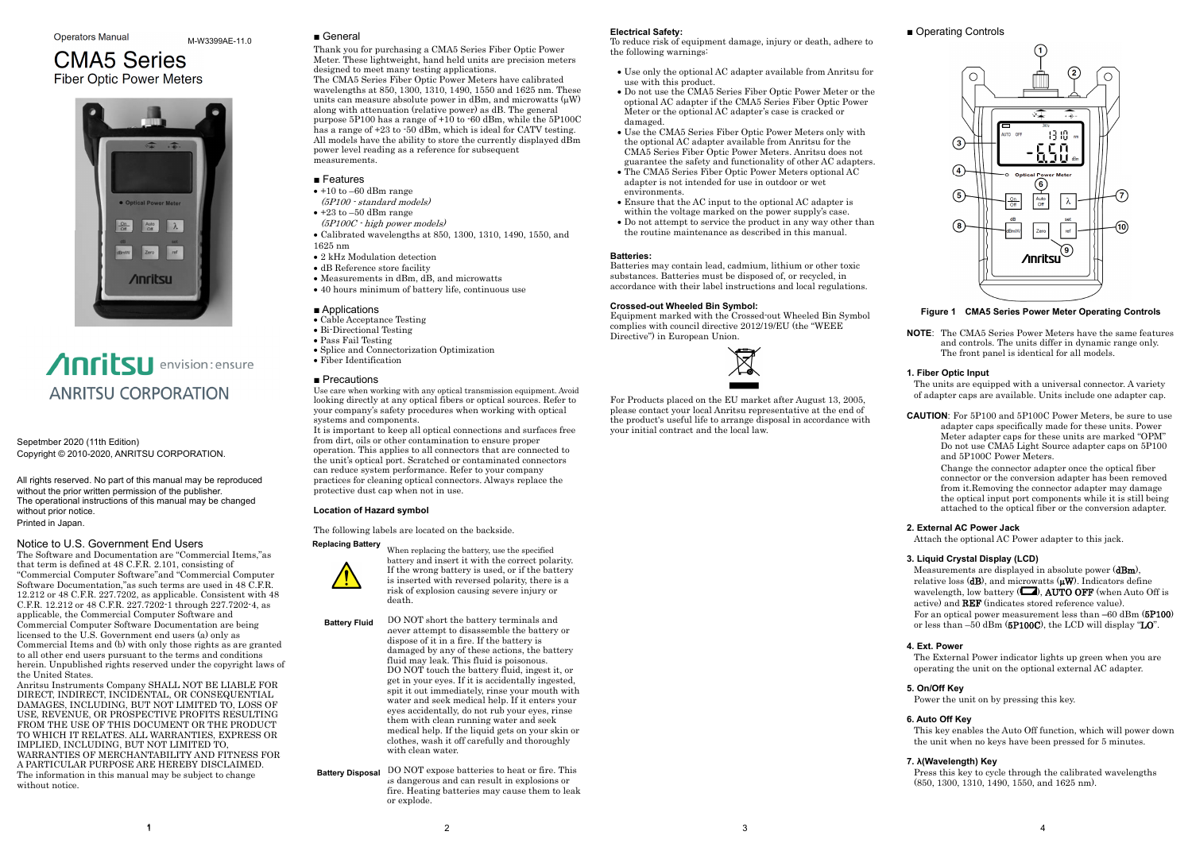Operators Manual

M-W3399AE-11.0

# CMA5 Series

## Fiber Optic Power Meters

Anritsu envision : ensure

ANRITSU CORPORATION

Sepetmber 2020 (11th Edition)

Copyright © 2010-2020, ANRITSU CORPORATION.

All rights reserved. No part of this manual may be reproduced without the prior written permission of the publisher.

The operational instructions of this manual may be changed without prior notice.

Printed in Japan.

## Notice to U.S. Government End Users

The Software and Documentation are "Commercial Items,"as that term is defined at 48 C.F.R. 2.101, consisting of "Commercial Computer Software"and "Commercial Computer Software Documentation,"as such terms are used in 48 C.F.R. 12.212 or 48 C.F.R. 227.7202, as applicable. Consistent with 48 C.F.R. 12.212 or 48 C.F.R. 227.7202-1 through 227.7202-4, as applicable, the Commercial Computer Software and Commercial Computer Software Documentation are being licensed to the U.S. Government end users (a) only as Commercial Items and (b) with only those rights as are granted to all other end users pursuant to the terms and conditions herein. Unpublished rights reserved under the copyright laws of the United States.

Anritsu Instruments Company SHALL NOT BE LIABLE FOR DIRECT, INDIRECT, INCIDENTAL, OR CONSEQUENTIAL DAMAGES, INCLUDING, BUT NOT LIMITED TO, LOSS OF USE, REVENUE, OR PROSPECTIVE PROFITS RESULTING FROM THE USE OF THIS DOCUMENT OR THE PRODUCT TO WHICH IT RELATES. ALL WARRANTIES, EXPRESS OR IMPLIED, INCLUDING, BUT NOT LIMITED TO, WARRANTIES OF MERCHANTABILITY AND FITNESS FOR A PARTICULAR PURPOSE ARE HEREBY DISCLAIMED.

The information in this manual may be subject to change without notice.

## ■ General

Thank you for purchasing a CMA5 Series Fiber Optic Power Meter. These lightweight, hand held units are precision meters designed to meet many testing applications.

The CMA5 Series Fiber Optic Power Meters have calibrated wavelengths at 850, 1300, 1310, 1490, 1550 and 1625 nm. These units can measure absolute power in dBm, and microwatts (μW) along with attenuation (relative power) as dB. The general purpose 5P100 has a range of +10 to -60 dBm, while the 5P100C has a range of +23 to -50 dBm, which is ideal for CATV testing. All models have the ability to store the currently displayed dBm power level reading as a reference for subsequent measurements.

## ■ Features

- +10 to –60 dBm range
  *(5P100 - standard models)*
- +23 to –50 dBm range
  *(5P100C - high power models)*
- Calibrated wavelengths at 850, 1300, 1310, 1490, 1550, and 1625 nm
- 2 kHz Modulation detection
- dB Reference store facility
- Measurements in dBm, dB, and microwatts
- 40 hours minimum of battery life, continuous use

## ■ Applications

- Cable Acceptance Testing
- Bi-Directional Testing
- Pass Fail Testing
- Splice and Connectorization Optimization
- Fiber Identification

## ■ Precautions

Use care when working with any optical transmission equipment. Avoid looking directly at any optical fibers or optical sources. Refer to your company's safety procedures when working with optical systems and components.

It is important to keep all optical connections and surfaces free from dirt, oils or other contamination to ensure proper operation. This applies to all connectors that are connected to the unit's optical port. Scratched or contaminated connectors can reduce system performance. Refer to your company practices for cleaning optical connectors. Always replace the protective dust cap when not in use.

### Location of Hazard symbol

The following labels are located on the backside.

**Replacing Battery**

When replacing the battery, use the specified battery and insert it with the correct polarity. If the wrong battery is used, or if the battery is inserted with reversed polarity, there is a risk of explosion causing severe injury or death.

**Battery Fluid**

DO NOT short the battery terminals and never attempt to disassemble the battery or dispose of it in a fire. If the battery is damaged by any of these actions, the battery fluid may leak. This fluid is poisonous.

DO NOT touch the battery fluid, ingest it, or get in your eyes. If it is accidentally ingested, spit it out immediately, rinse your mouth with water and seek medical help. If it enters your eyes accidentally, do not rub your eyes, rinse them with clean running water and seek medical help. If the liquid gets on your skin or clothes, wash it off carefully and thoroughly with clean water.

**Battery Disposal**

DO NOT expose batteries to heat or fire. This is dangerous and can result in explosions or fire. Heating batteries may cause them to leak or explode.

### Electrical Safety:

To reduce risk of equipment damage, injury or death, adhere to the following warnings:

- Use only the optional AC adapter available from Anritsu for use with this product.
- Do not use the CMA5 Series Fiber Optic Power Meter or the optional AC adapter if the CMA5 Series Fiber Optic Power Meter or the optional AC adapter's case is cracked or damaged.
- Use the CMA5 Series Fiber Optic Power Meters only with the optional AC adapter available from Anritsu for the CMA5 Series Fiber Optic Power Meters. Anritsu does not guarantee the safety and functionality of other AC adapters.
- The CMA5 Series Fiber Optic Power Meters optional AC adapter is not intended for use in outdoor or wet environments.
- Ensure that the AC input to the optional AC adapter is within the voltage marked on the power supply's case.
- Do not attempt to service the product in any way other than the routine maintenance as described in this manual.

### Batteries:

Batteries may contain lead, cadmium, lithium or other toxic substances. Batteries must be disposed of, or recycled, in accordance with their label instructions and local regulations.

### Crossed-out Wheeled Bin Symbol:

Equipment marked with the Crossed-out Wheeled Bin Symbol complies with council directive 2012/19/EU (the "WEEE Directive") in European Union.

For Products placed on the EU market after August 13, 2005, please contact your local Anritsu representative at the end of the product's useful life to arrange disposal in accordance with your initial contract and the local law.

## ■ Operating Controls

**Figure 1 CMA5 Series Power Meter Operating Controls**

**NOTE**: The CMA5 Series Power Meters have the same features and controls. The units differ in dynamic range only. The front panel is identical for all models.

### 1. Fiber Optic Input

The units are equipped with a universal connector. A variety of adapter caps are available. Units include one adapter cap.

**CAUTION**: For 5P100 and 5P100C Power Meters, be sure to use adapter caps specifically made for these units. Power Meter adapter caps for these units are marked "OPM" Do not use CMA5 Light Source adapter caps on 5P100 and 5P100C Power Meters.

Change the connector adapter once the optical fiber connector or the conversion adapter has been removed from it.Removing the connector adapter may damage the optical input port components while it is still being attached to the optical fiber or the conversion adapter.

### 2. External AC Power Jack

Attach the optional AC Power adapter to this jack.

### 3. Liquid Crystal Display (LCD)

Measurements are displayed in absolute power (**dBm**), relative loss (**dB**), and microwatts (**μW**). Indicators define wavelength, low battery (▭), **AUTO OFF** (when Auto Off is active) and **REF** (indicates stored reference value).

For an optical power measurement less than –60 dBm (**5P100**) or less than –50 dBm (**5P100C**), the LCD will display "**LO**".

### 4. Ext. Power

The External Power indicator lights up green when you are operating the unit on the optional external AC adapter.

### 5. On/Off Key

Power the unit on by pressing this key.

### 6. Auto Off Key

This key enables the Auto Off function, which will power down the unit when no keys have been pressed for 5 minutes.

### 7. λ(Wavelength) Key

Press this key to cycle through the calibrated wavelengths (850, 1300, 1310, 1490, 1550, and 1625 nm).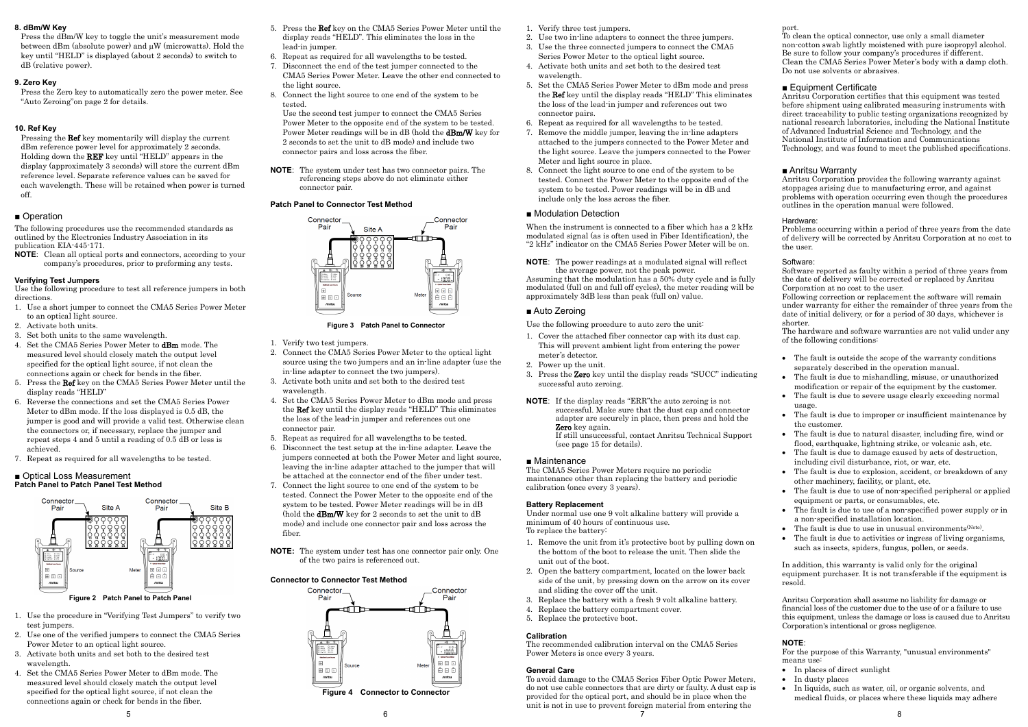### 8. dBm/W Key

Press the dBm/W key to toggle the unit's measurement mode between dBm (absolute power) and μW (microwatts). Hold the key until "HELD" is displayed (about 2 seconds) to switch to dB (relative power).

### 9. Zero Key

Press the Zero key to automatically zero the power meter. See "Auto Zeroing"on page 2 for details.

### 10. Ref Key

Pressing the **Ref** key momentarily will display the current dBm reference power level for approximately 2 seconds. Holding down the **REF** key until "HELD" appears in the display (approximately 3 seconds) will store the current dBm reference level. Separate reference values can be saved for each wavelength. These will be retained when power is turned off.

## ■ Operation

The following procedures use the recommended standards as outlined by the Electronics Industry Association in its publication EIA-445-171.

**NOTE**: Clean all optical ports and connectors, according to your company's procedures, prior to preforming any tests.

### Verifying Test Jumpers

Use the following procedure to test all reference jumpers in both directions.

1. Use a short jumper to connect the CMA5 Series Power Meter to an optical light source.
2. Activate both units.
3. Set both units to the same wavelength.
4. Set the CMA5 Series Power Meter to **dBm** mode. The measured level should closely match the output level specified for the optical light source, if not clean the connections again or check for bends in the fiber.
5. Press the **Ref** key on the CMA5 Series Power Meter until the display reads "HELD"
6. Reverse the connections and set the CMA5 Series Power Meter to dBm mode. If the loss displayed is 0.5 dB, the jumper is good and will provide a valid test. Otherwise clean the connectors or, if necessary, replace the jumper and repeat steps 4 and 5 until a reading of 0.5 dB or less is achieved.
7. Repeat as required for all wavelengths to be tested.

## ■ Optical Loss Measurement

### Patch Panel to Patch Panel Test Method

Connector Pair
Site A
Connector Pair
Site B
Source
Meter

**Figure 2 Patch Panel to Patch Panel**

1. Use the procedure in "Verifying Test Jumpers" to verify two test jumpers.
2. Use one of the verified jumpers to connect the CMA5 Series Power Meter to an optical light source.
3. Activate both units and set both to the desired test wavelength.
4. Set the CMA5 Series Power Meter to dBm mode. The measured level should closely match the output level specified for the optical light source, if not clean the connections again or check for bends in the fiber.
5. Press the **Ref** key on the CMA5 Series Power Meter until the display reads "HELD". This eliminates the loss in the lead-in jumper.
6. Repeat as required for all wavelengths to be tested.
7. Disconnect the end of the test jumper connected to the CMA5 Series Power Meter. Leave the other end connected to the light source.
8. Connect the light source to one end of the system to be tested.
   Use the second test jumper to connect the CMA5 Series Power Meter to the opposite end of the system to be tested. Power Meter readings will be in dB (hold the **dBm/W** key for 2 seconds to set the unit to dB mode) and include two connector pairs and loss across the fiber.

**NOTE**: The system under test has two connector pairs. The referencing steps above do not eliminate either connector pair.

### Patch Panel to Connector Test Method

Connector Pair
Site A
Connector Pair
Source
Meter

**Figure 3 Patch Panel to Connector**

1. Verify two test jumpers.
2. Connect the CMA5 Series Power Meter to the optical light source using the two jumpers and an in-line adapter (use the in-line adapter to connect the two jumpers).
3. Activate both units and set both to the desired test wavelength.
4. Set the CMA5 Series Power Meter to dBm mode and press the **Ref** key until the display reads "HELD" This eliminates the loss of the lead-in jumper and references out one connector pair.
5. Repeat as required for all wavelengths to be tested.
6. Disconnect the test setup at the in-line adapter. Leave the jumpers connected at both the Power Meter and light source, leaving the in-line adapter attached to the jumper that will be attached at the connector end of the fiber under test.
7. Connect the light source to one end of the system to be tested. Connect the Power Meter to the opposite end of the system to be tested. Power Meter readings will be in dB (hold the **dBm/W** key for 2 seconds to set the unit to dB mode) and include one connector pair and loss across the fiber.

**NOTE:** The system under test has one connector pair only. One of the two pairs is referenced out.

### Connector to Connector Test Method

Connector Pair
Connector Pair
Source
Meter

**Figure 4 Connector to Connector**

1. Verify three test jumpers.
2. Use two in-line adapters to connect the three jumpers.
3. Use the three connected jumpers to connect the CMA5 Series Power Meter to the optical light source.
4. Activate both units and set both to the desired test wavelength.
5. Set the CMA5 Series Power Meter to dBm mode and press the **Ref** key until the display reads "HELD" This eliminates the loss of the lead-in jumper and references out two connector pairs.
6. Repeat as required for all wavelengths to be tested.
7. Remove the middle jumper, leaving the in-line adapters attached to the jumpers connected to the Power Meter and the light source. Leave the jumpers connected to the Power Meter and light source in place.
8. Connect the light source to one end of the system to be tested. Connect the Power Meter to the opposite end of the system to be tested. Power readings will be in dB and include only the loss across the fiber.

## ■ Modulation Detection

When the instrument is connected to a fiber which has a 2 kHz modulated signal (as is often used in Fiber Identification), the "2 kHz" indicator on the CMA5 Series Power Meter will be on.

**NOTE**: The power readings at a modulated signal will reflect the average power, not the peak power.

Assuming that the modulation has a 50% duty cycle and is fully modulated (full on and full off cycles), the meter reading will be approximately 3dB less than peak (full on) value.

## ■ Auto Zeroing

Use the following procedure to auto zero the unit:

1. Cover the attached fiber connector cap with its dust cap. This will prevent ambient light from entering the power meter's detector.
2. Power up the unit.
3. Press the **Zero** key until the display reads "SUCC" indicating successful auto zeroing.

**NOTE**: If the display reads "ERR"the auto zeroing is not successful. Make sure that the dust cap and connector adapter are securely in place, then press and hold the **Zero** key again.
If still unsuccessful, contact Anritsu Technical Support (see page 15 for details).

## ■ Maintenance

The CMA5 Series Power Meters require no periodic maintenance other than replacing the battery and periodic calibration (once every 3 years).

### Battery Replacement

Under normal use one 9 volt alkaline battery will provide a minimum of 40 hours of continuous use.
To replace the battery:

1. Remove the unit from it's protective boot by pulling down on the bottom of the boot to release the unit. Then slide the unit out of the boot.
2. Open the battery compartment, located on the lower back side of the unit, by pressing down on the arrow on its cover and sliding the cover off the unit.
3. Replace the battery with a fresh 9 volt alkaline battery.
4. Replace the battery compartment cover.
5. Replace the protective boot.

### Calibration

The recommended calibration interval on the CMA5 Series Power Meters is once every 3 years.

### General Care

To avoid damage to the CMA5 Series Fiber Optic Power Meters, do not use cable connectors that are dirty or faulty. A dust cap is provided for the optical port, and should be in place when the unit is not in use to prevent foreign material from entering the port.

To clean the optical connector, use only a small diameter non-cotton swab lightly moistened with pure isopropyl alcohol. Be sure to follow your company's procedures if different.
Clean the CMA5 Series Power Meter's body with a damp cloth. Do not use solvents or abrasives.

## ■ Equipment Certificate

Anritsu Corporation certifies that this equipment was tested before shipment using calibrated measuring instruments with direct traceability to public testing organizations recognized by national research laboratories, including the National Institute of Advanced Industrial Science and Technology, and the National Institute of Information and Communications Technology, and was found to meet the published specifications.

## ■ Anritsu Warranty

Anritsu Corporation provides the following warranty against stoppages arising due to manufacturing error, and against problems with operation occurring even though the procedures outlines in the operation manual were followed.

Hardware:
Problems occurring within a period of three years from the date of delivery will be corrected by Anritsu Corporation at no cost to the user.

Software:
Software reported as faulty within a period of three years from the date of delivery will be corrected or replaced by Anritsu Corporation at no cost to the user.
Following correction or replacement the software will remain under warranty for either the remainder of three years from the date of initial delivery, or for a period of 30 days, whichever is shorter.
The hardware and software warranties are not valid under any of the following conditions:

- The fault is outside the scope of the warranty conditions separately described in the operation manual.
- The fault is due to mishandling, misuse, or unauthorized modification or repair of the equipment by the customer.
- The fault is due to severe usage clearly exceeding normal usage.
- The fault is due to improper or insufficient maintenance by the customer.
- The fault is due to natural disaster, including fire, wind or flood, earthquake, lightning strike, or volcanic ash, etc.
- The fault is due to damage caused by acts of destruction, including civil disturbance, riot, or war, etc.
- The fault is due to explosion, accident, or breakdown of any other machinery, facility, or plant, etc.
- The fault is due to use of non-specified peripheral or applied equipment or parts, or consumables, etc.
- The fault is due to use of a non-specified power supply or in a non-specified installation location.
- The fault is due to use in unusual environments(Note).
- The fault is due to activities or ingress of living organisms, such as insects, spiders, fungus, pollen, or seeds.

In addition, this warranty is valid only for the original equipment purchaser. It is not transferable if the equipment is resold.

Anritsu Corporation shall assume no liability for damage or financial loss of the customer due to the use of or a failure to use this equipment, unless the damage or loss is caused due to Anritsu Corporation's intentional or gross negligence.

**NOTE**:
For the purpose of this Warranty, "unusual environments" means use:

- In places of direct sunlight
- In dusty places
- In liquids, such as water, oil, or organic solvents, and medical fluids, or places where these liquids may adhere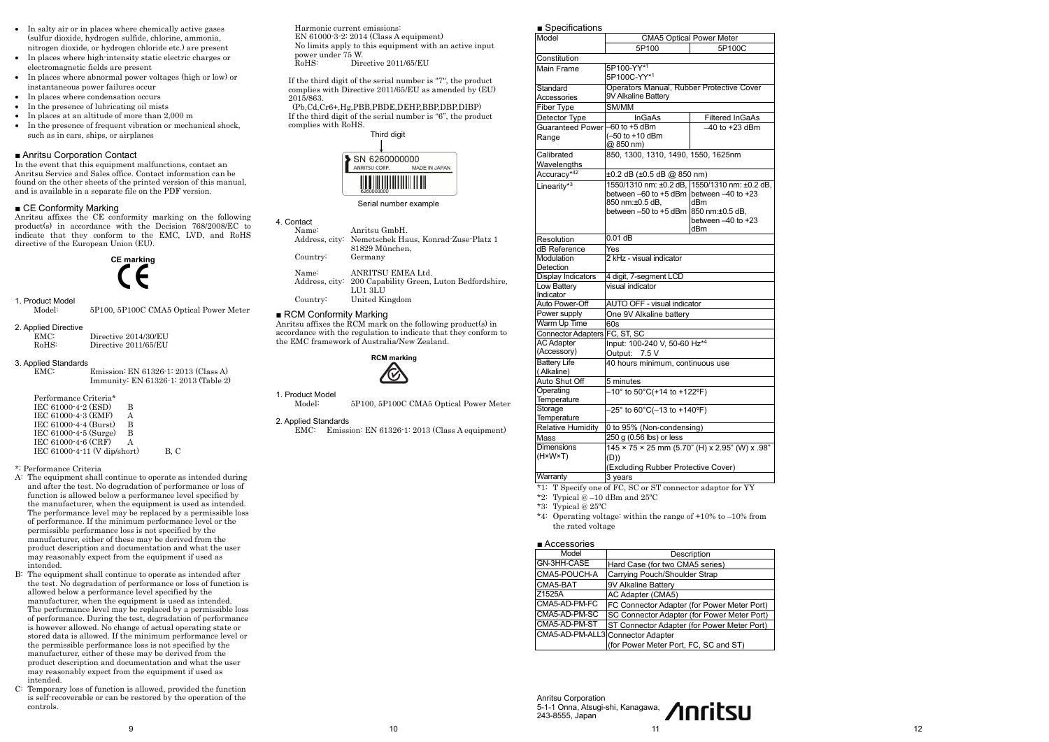- In salty air or in places where chemically active gases (sulfur dioxide, hydrogen sulfide, chlorine, ammonia, nitrogen dioxide, or hydrogen chloride etc.) are present
- In places where high-intensity static electric charges or electromagnetic fields are present
- In places where abnormal power voltages (high or low) or instantaneous power failures occur
- In places where condensation occurs
- In the presence of lubricating oil mists
- In places at an altitude of more than 2,000 m
- In the presence of frequent vibration or mechanical shock, such as in cars, ships, or airplanes

## ■ Anritsu Corporation Contact

In the event that this equipment malfunctions, contact an Anritsu Service and Sales office. Contact information can be found on the other sheets of the printed version of this manual, and is available in a separate file on the PDF version.

## ■ CE Conformity Marking

Anritsu affixes the CE conformity marking on the following product(s) in accordance with the Decision 768/2008/EC to indicate that they conform to the EMC, LVD, and RoHS directive of the European Union (EU).

**CE marking**

1. Product Model
   - Model: 5P100, 5P100C CMA5 Optical Power Meter

2. Applied Directive
   - EMC: Directive 2014/30/EU
   - RoHS: Directive 2011/65/EU

3. Applied Standards
   - EMC: Emission: EN 61326-1: 2013 (Class A)
     Immunity: EN 61326-1: 2013 (Table 2)

| Performance Criteria* | |
|---|---|
| IEC 61000-4-2 (ESD) | B |
| IEC 61000-4-3 (EMF) | A |
| IEC 61000-4-4 (Burst) | B |
| IEC 61000-4-5 (Surge) | B |
| IEC 61000-4-6 (CRF) | A |
| IEC 61000-4-11 (V dip/short) | B, C |

*: Performance Criteria

A: The equipment shall continue to operate as intended during and after the test. No degradation of performance or loss of function is allowed below a performance level specified by the manufacturer, when the equipment is used as intended. The performance level may be replaced by a permissible loss of performance. If the minimum performance level or the permissible performance loss is not specified by the manufacturer, either of these may be derived from the product description and documentation and what the user may reasonably expect from the equipment if used as intended.

B: The equipment shall continue to operate as intended after the test. No degradation of performance or loss of function is allowed below a performance level specified by the manufacturer, when the equipment is used as intended. The performance level may be replaced by a permissible loss of performance. During the test, degradation of performance is however allowed. No change of actual operating state or stored data is allowed. If the minimum performance level or the permissible performance loss is not specified by the manufacturer, either of these may be derived from the product description and documentation and what the user may reasonably expect from the equipment if used as intended.

C: Temporary loss of function is allowed, provided the function is self-recoverable or can be restored by the operation of the controls.

Harmonic current emissions:
EN 61000-3-2: 2014 (Class A equipment)
No limits apply to this equipment with an active input power under 75 W.
RoHS: Directive 2011/65/EU

If the third digit of the serial number is "7", the product complies with Directive 2011/65/EU as amended by (EU) 2015/863.
(Pb,Cd,Cr6+,Hg,PBB,PBDE,DEHP,BBP,DBP,DIBP)
If the third digit of the serial number is "6", the product complies with RoHS.

Third digit

SN 6260000000
ANRITSU CORP. MADE IN JAPAN
6260000000

Serial number example

4. Contact
   - Name: Anritsu GmbH.
   - Address, city: Nemetschek Haus, Konrad-Zuse-Platz 1 81829 München,
   - Country: Germany

   - Name: ANRITSU EMEA Ltd.
   - Address, city: 200 Capability Green, Luton Bedfordshire, LU1 3LU
   - Country: United Kingdom

## ■ RCM Conformity Marking

Anritsu affixes the RCM mark on the following product(s) in accordance with the regulation to indicate that they conform to the EMC framework of Australia/New Zealand.

**RCM marking**

1. Product Model
   - Model: 5P100, 5P100C CMA5 Optical Power Meter

2. Applied Standards
   - EMC: Emission: EN 61326-1: 2013 (Class A equipment)

## ■ Specifications

| Model | CMA5 Optical Power Meter | |
|---|---|---|
| | 5P100 | 5P100C |
| Constitution | | |
| Main Frame | 5P100-YY*1<br>5P100C-YY*1 | |
| Standard Accessories | Operators Manual, Rubber Protective Cover<br>9V Alkaline Battery | |
| Fiber Type | SM/MM | |
| Detector Type | InGaAs | Filtered InGaAs |
| Guaranteed Power Range | –60 to +5 dBm<br>(–50 to +10 dBm @ 850 nm) | –40 to +23 dBm |
| Calibrated Wavelengths | 850, 1300, 1310, 1490, 1550, 1625nm | |
| Accuracy*2 | ±0.2 dB (±0.5 dB @ 850 nm) | |
| Linearity*3 | 1550/1310 nm: ±0.2 dB, between –60 to +5 dBm<br>850 nm:±0.5 dB, between –50 to +5 dBm | 1550/1310 nm: ±0.2 dB, between –40 to +23 dBm<br>850 nm:±0.5 dB, between –40 to +23 dBm |
| Resolution | 0.01 dB | |
| dB Reference | Yes | |
| Modulation Detection | 2 kHz - visual indicator | |
| Display Indicators | 4 digit, 7-segment LCD | |
| Low Battery Indicator | visual indicator | |
| Auto Power-Off | AUTO OFF - visual indicator | |
| Power supply | One 9V Alkaline battery | |
| Warm Up Time | 60s | |
| Connector Adapters | FC, ST, SC | |
| AC Adapter (Accessory) | Input: 100-240 V, 50-60 Hz*4<br>Output: 7.5 V | |
| Battery Life (Alkaline) | 40 hours minimum, continuous use | |
| Auto Shut Off | 5 minutes | |
| Operating Temperature | –10° to 50°C(+14 to +122°F) | |
| Storage Temperature | –25° to 60°C(–13 to +140°F) | |
| Relative Humidity | 0 to 95% (Non-condensing) | |
| Mass | 250 g (0.56 lbs) or less | |
| Dimensions (H×W×T) | 145 × 75 × 25 mm (5.70" (H) x 2.95" (W) x .98" (D))<br>(Excluding Rubber Protective Cover) | |
| Warranty | 3 years | |

*1: T Specify one of FC, SC or ST connector adaptor for YY
*2: Typical @ –10 dBm and 25°C
*3: Typical @ 25°C
*4: Operating voltage: within the range of +10% to –10% from the rated voltage

## ■ Accessories

| Model | Description |
|---|---|
| GN-3HH-CASE | Hard Case (for two CMA5 series) |
| CMA5-POUCH-A | Carrying Pouch/Shoulder Strap |
| CMA5-BAT | 9V Alkaline Battery |
| Z1525A | AC Adapter (CMA5) |
| CMA5-AD-PM-FC | FC Connector Adapter (for Power Meter Port) |
| CMA5-AD-PM-SC | SC Connector Adapter (for Power Meter Port) |
| CMA5-AD-PM-ST | ST Connector Adapter (for Power Meter Port) |
| CMA5-AD-PM-ALL3 | Connector Adapter<br>(for Power Meter Port, FC, SC and ST) |

Anritsu Corporation
5-1-1 Onna, Atsugi-shi, Kanagawa, 243-8555, Japan

Anritsu